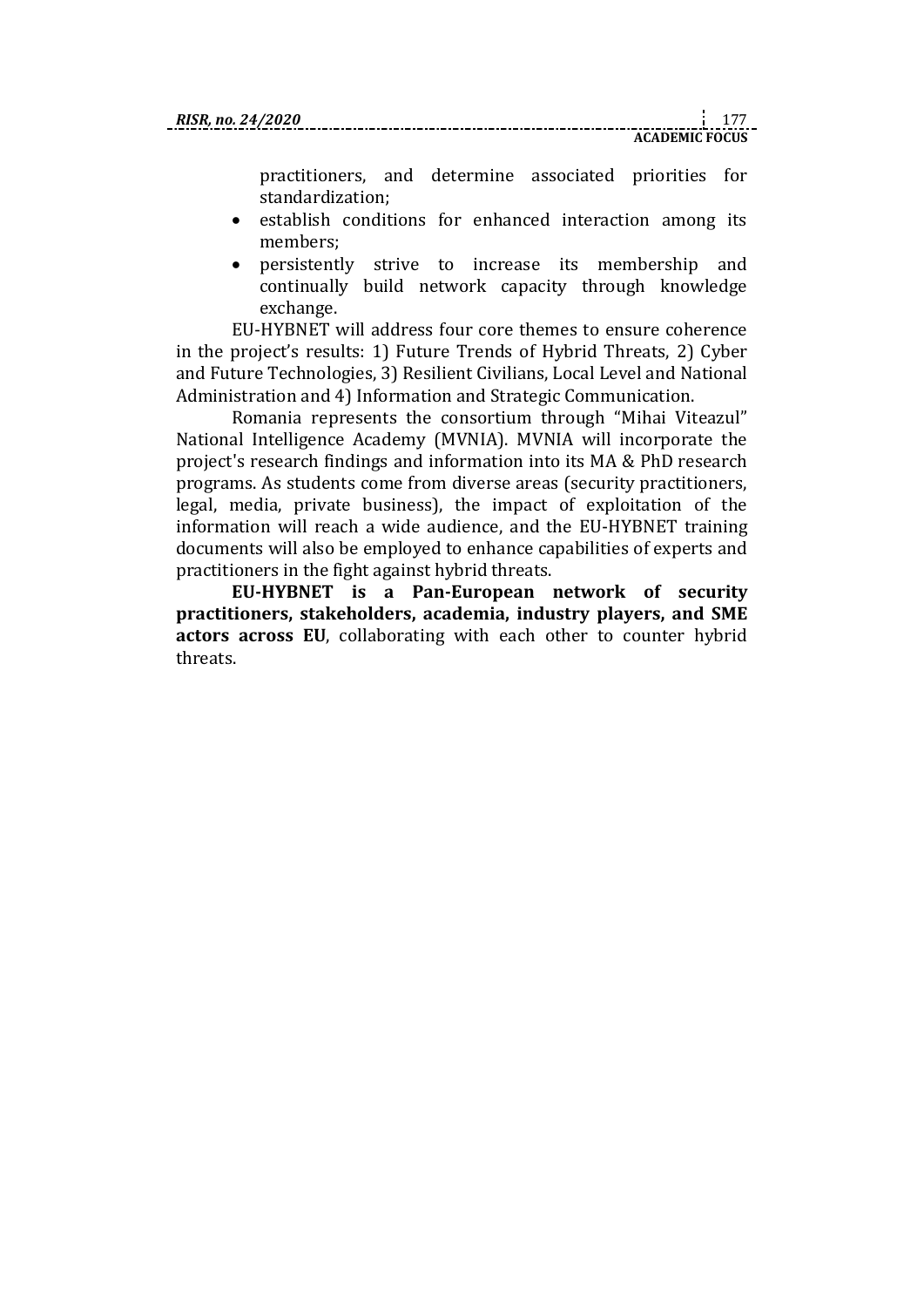practitioners, and determine associated priorities for standardization;

- establish conditions for enhanced interaction among its members;
- persistently strive to increase its membership and continually build network capacity through knowledge exchange.

EU-HYBNET will address four core themes to ensure coherence in the project's results: 1) Future Trends of Hybrid Threats, 2) Cyber and Future Technologies, 3) Resilient Civilians, Local Level and National Administration and 4) Information and Strategic Communication.

Romania represents the consortium through "Mihai Viteazul" National Intelligence Academy (MVNIA). MVNIA will incorporate the project's research findings and information into its MA & PhD research programs. As students come from diverse areas (security practitioners, legal, media, private business), the impact of exploitation of the information will reach a wide audience, and the EU-HYBNET training documents will also be employed to enhance capabilities of experts and practitioners in the fight against hybrid threats.

**EU-HYBNET is a Pan-European network of security practitioners, stakeholders, academia, industry players, and SME actors across EU**, collaborating with each other to counter hybrid threats.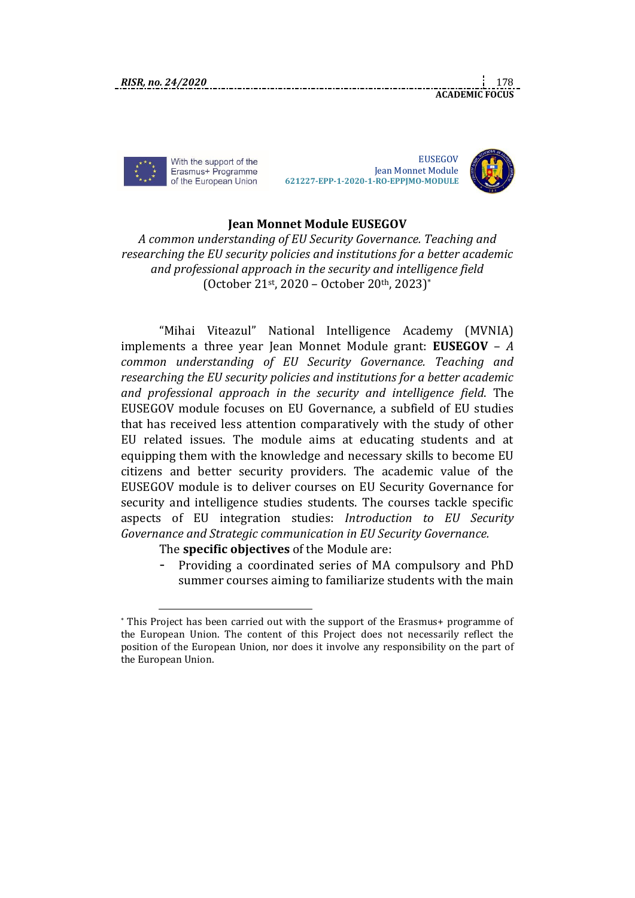With the support of the Erasmus+ Programme of the European Union

EUSEGOV
Jean Monnet Module
621227-EPP-1-2020-1-RO-EPPJMO-MODULE

## Jean Monnet Module EUSEGOV

*A common understanding of EU Security Governance. Teaching and researching the EU security policies and institutions for a better academic and professional approach in the security and intelligence field*
(October 21st, 2020 – October 20th, 2023)*

"Mihai Viteazul" National Intelligence Academy (MVNIA) implements a three year Jean Monnet Module grant: **EUSEGOV** – *A common understanding of EU Security Governance. Teaching and researching the EU security policies and institutions for a better academic and professional approach in the security and intelligence field*. The EUSEGOV module focuses on EU Governance, a subfield of EU studies that has received less attention comparatively with the study of other EU related issues. The module aims at educating students and at equipping them with the knowledge and necessary skills to become EU citizens and better security providers. The academic value of the EUSEGOV module is to deliver courses on EU Security Governance for security and intelligence studies students. The courses tackle specific aspects of EU integration studies: *Introduction to EU Security Governance and Strategic communication in EU Security Governance.*

The **specific objectives** of the Module are:

- Providing a coordinated series of MA compulsory and PhD summer courses aiming to familiarize students with the main

---

* This Project has been carried out with the support of the Erasmus+ programme of the European Union. The content of this Project does not necessarily reflect the position of the European Union, nor does it involve any responsibility on the part of the European Union.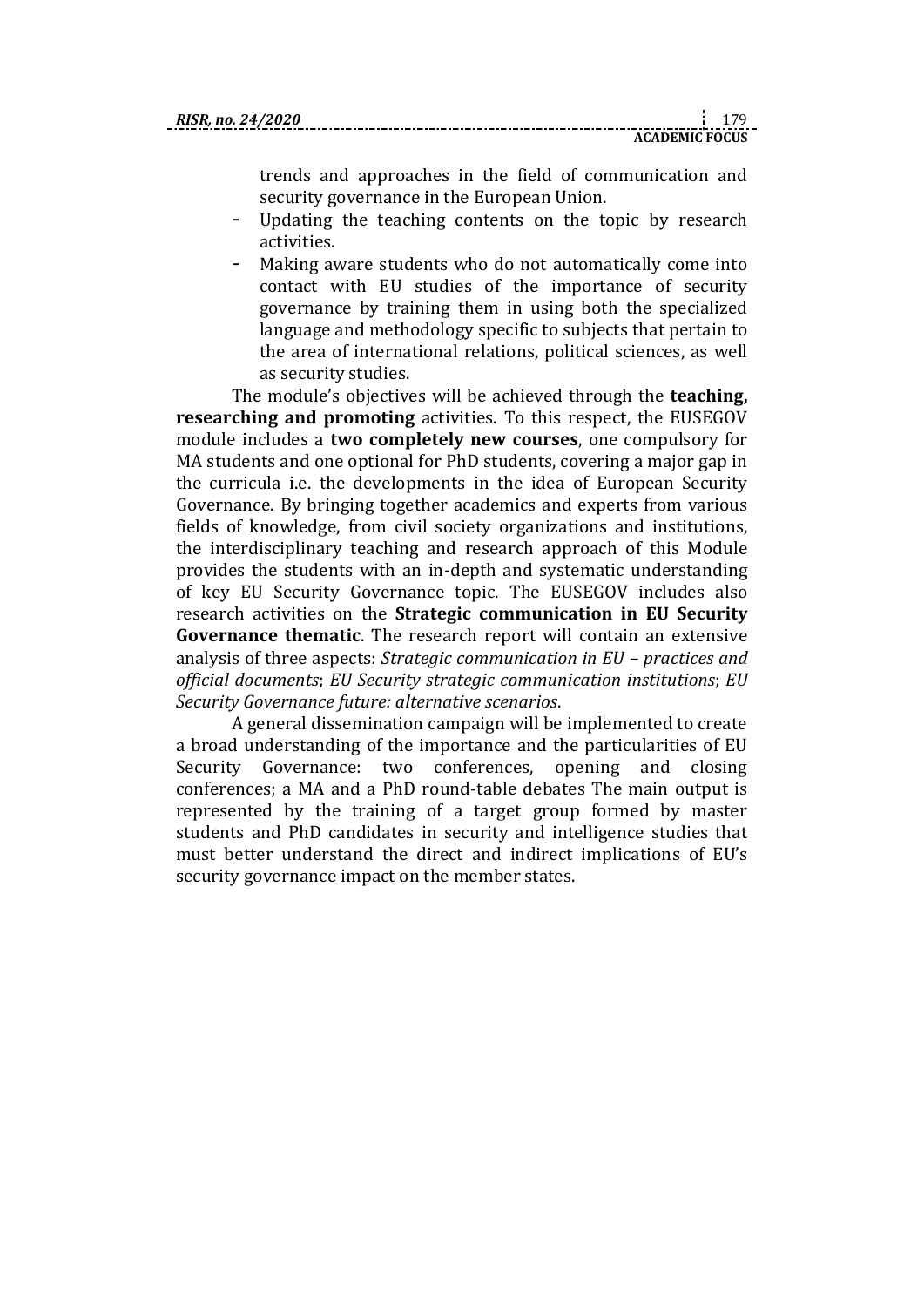trends and approaches in the field of communication and security governance in the European Union.

- Updating the teaching contents on the topic by research activities.
- Making aware students who do not automatically come into contact with EU studies of the importance of security governance by training them in using both the specialized language and methodology specific to subjects that pertain to the area of international relations, political sciences, as well as security studies.

The module's objectives will be achieved through the **teaching, researching and promoting** activities. To this respect, the EUSEGOV module includes a **two completely new courses**, one compulsory for MA students and one optional for PhD students, covering a major gap in the curricula i.e. the developments in the idea of European Security Governance. By bringing together academics and experts from various fields of knowledge, from civil society organizations and institutions, the interdisciplinary teaching and research approach of this Module provides the students with an in-depth and systematic understanding of key EU Security Governance topic. The EUSEGOV includes also research activities on the **Strategic communication in EU Security Governance thematic**. The research report will contain an extensive analysis of three aspects: *Strategic communication in EU – practices and official documents*; *EU Security strategic communication institutions*; *EU Security Governance future: alternative scenarios*.

A general dissemination campaign will be implemented to create a broad understanding of the importance and the particularities of EU Security Governance: two conferences, opening and closing conferences; a MA and a PhD round-table debates The main output is represented by the training of a target group formed by master students and PhD candidates in security and intelligence studies that must better understand the direct and indirect implications of EU's security governance impact on the member states.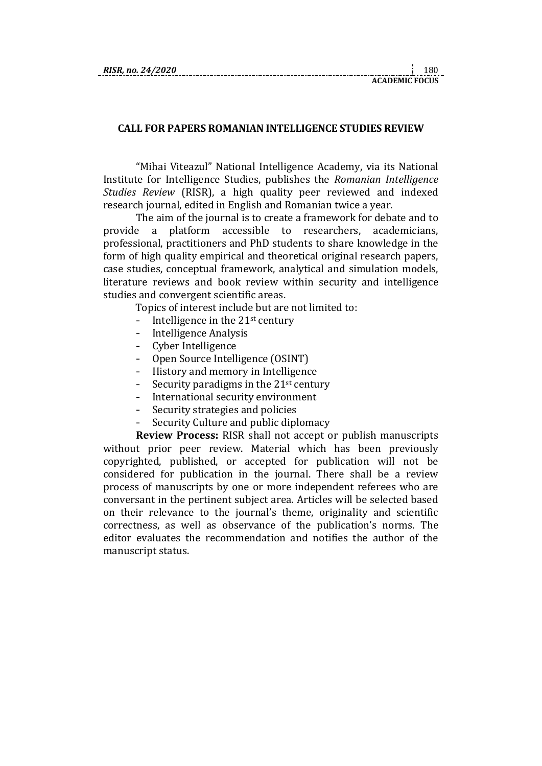## CALL FOR PAPERS ROMANIAN INTELLIGENCE STUDIES REVIEW

"Mihai Viteazul" National Intelligence Academy, via its National Institute for Intelligence Studies, publishes the *Romanian Intelligence Studies Review* (RISR), a high quality peer reviewed and indexed research journal, edited in English and Romanian twice a year.

The aim of the journal is to create a framework for debate and to provide a platform accessible to researchers, academicians, professional, practitioners and PhD students to share knowledge in the form of high quality empirical and theoretical original research papers, case studies, conceptual framework, analytical and simulation models, literature reviews and book review within security and intelligence studies and convergent scientific areas.

Topics of interest include but are not limited to:

- Intelligence in the 21st century
- Intelligence Analysis
- Cyber Intelligence
- Open Source Intelligence (OSINT)
- History and memory in Intelligence
- Security paradigms in the 21st century
- International security environment
- Security strategies and policies
- Security Culture and public diplomacy

**Review Process:** RISR shall not accept or publish manuscripts without prior peer review. Material which has been previously copyrighted, published, or accepted for publication will not be considered for publication in the journal. There shall be a review process of manuscripts by one or more independent referees who are conversant in the pertinent subject area. Articles will be selected based on their relevance to the journal's theme, originality and scientific correctness, as well as observance of the publication's norms. The editor evaluates the recommendation and notifies the author of the manuscript status.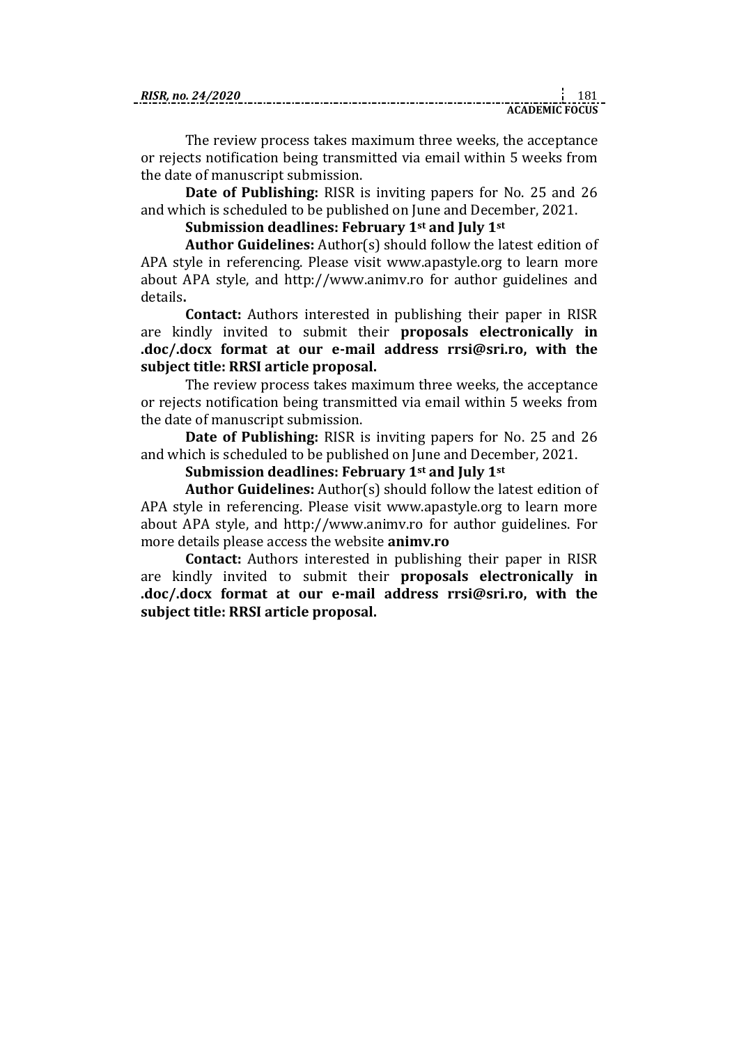The review process takes maximum three weeks, the acceptance or rejects notification being transmitted via email within 5 weeks from the date of manuscript submission.

**Date of Publishing:** RISR is inviting papers for No. 25 and 26 and which is scheduled to be published on June and December, 2021.

**Submission deadlines: February 1st and July 1st**

**Author Guidelines:** Author(s) should follow the latest edition of APA style in referencing. Please visit www.apastyle.org to learn more about APA style, and http://www.animv.ro for author guidelines and details**.**

**Contact:** Authors interested in publishing their paper in RISR are kindly invited to submit their **proposals electronically in .doc/.docx format at our e-mail address rrsi@sri.ro, with the subject title: RRSI article proposal.**

The review process takes maximum three weeks, the acceptance or rejects notification being transmitted via email within 5 weeks from the date of manuscript submission.

**Date of Publishing:** RISR is inviting papers for No. 25 and 26 and which is scheduled to be published on June and December, 2021.

**Submission deadlines: February 1st and July 1st**

**Author Guidelines:** Author(s) should follow the latest edition of APA style in referencing. Please visit www.apastyle.org to learn more about APA style, and http://www.animv.ro for author guidelines. For more details please access the website **animv.ro**

**Contact:** Authors interested in publishing their paper in RISR are kindly invited to submit their **proposals electronically in .doc/.docx format at our e-mail address rrsi@sri.ro, with the subject title: RRSI article proposal.**